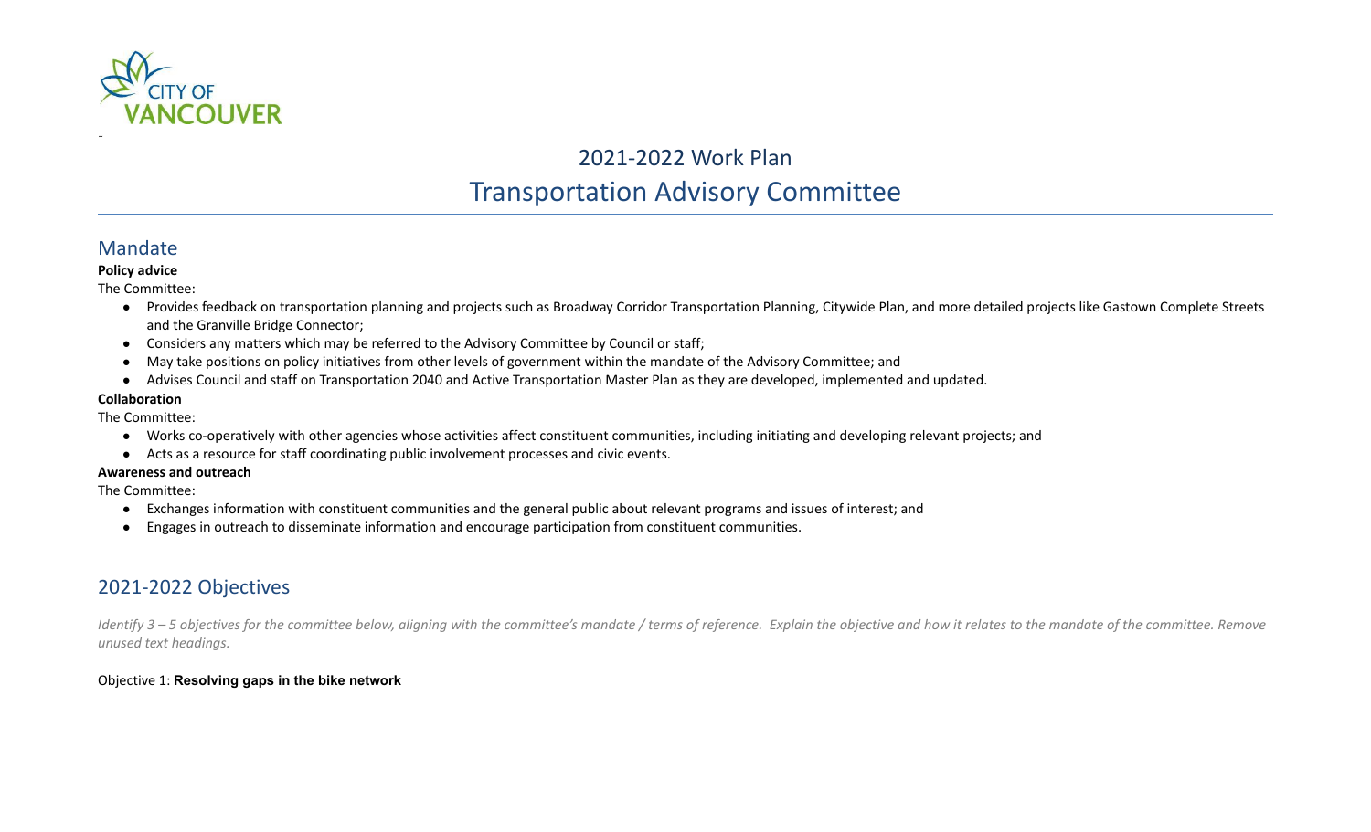# 2021-2022 Work Plan

# Transportation Advisory Committee

## Mandate

**Policy advice**

The Committee:

- Provides feedback on transportation planning and projects such as Broadway Corridor Transportation Planning, Citywide Plan, and more detailed projects like Gastown Complete Streets and the Granville Bridge Connector;
- Considers any matters which may be referred to the Advisory Committee by Council or staff;
- May take positions on policy initiatives from other levels of government within the mandate of the Advisory Committee; and
- Advises Council and staff on Transportation 2040 and Active Transportation Master Plan as they are developed, implemented and updated.

**Collaboration**

The Committee:

- Works co-operatively with other agencies whose activities affect constituent communities, including initiating and developing relevant projects; and
- Acts as a resource for staff coordinating public involvement processes and civic events.

**Awareness and outreach**

The Committee:

- Exchanges information with constituent communities and the general public about relevant programs and issues of interest; and
- Engages in outreach to disseminate information and encourage participation from constituent communities.

## 2021-2022 Objectives

*Identify 3 – 5 objectives for the committee below, aligning with the committee's mandate / terms of reference. Explain the objective and how it relates to the mandate of the committee. Remove unused text headings.*

Objective 1: **Resolving gaps in the bike network**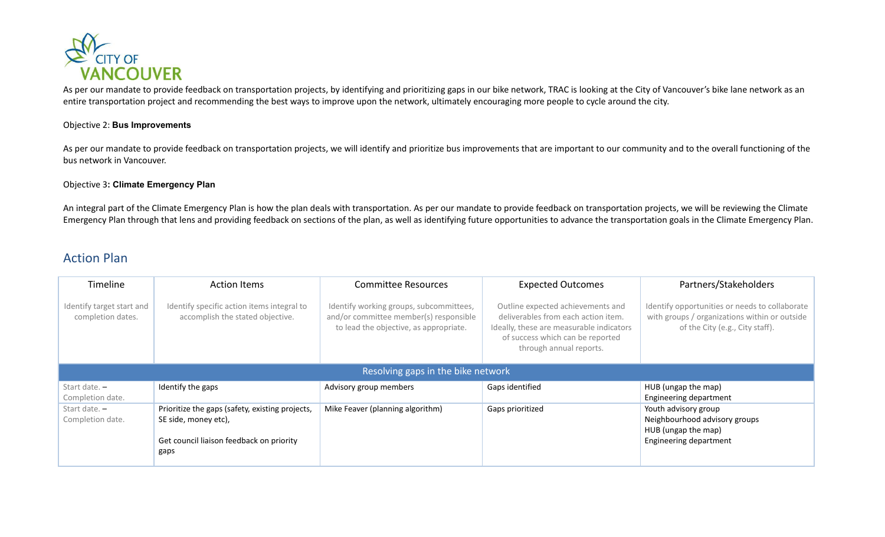As per our mandate to provide feedback on transportation projects, by identifying and prioritizing gaps in our bike network, TRAC is looking at the City of Vancouver's bike lane network as an entire transportation project and recommending the best ways to improve upon the network, ultimately encouraging more people to cycle around the city.

Objective 2: **Bus Improvements**

As per our mandate to provide feedback on transportation projects, we will identify and prioritize bus improvements that are important to our community and to the overall functioning of the bus network in Vancouver.

Objective 3**: Climate Emergency Plan**

An integral part of the Climate Emergency Plan is how the plan deals with transportation. As per our mandate to provide feedback on transportation projects, we will be reviewing the Climate Emergency Plan through that lens and providing feedback on sections of the plan, as well as identifying future opportunities to advance the transportation goals in the Climate Emergency Plan.

## Action Plan

| Timeline | Action Items | Committee Resources | Expected Outcomes | Partners/Stakeholders |
|---|---|---|---|---|
| Identify target start and completion dates. | Identify specific action items integral to accomplish the stated objective. | Identify working groups, subcommittees, and/or committee member(s) responsible to lead the objective, as appropriate. | Outline expected achievements and deliverables from each action item. Ideally, these are measurable indicators of success which can be reported through annual reports. | Identify opportunities or needs to collaborate with groups / organizations within or outside of the City (e.g., City staff). |
| **Resolving gaps in the bike network** | | | | |
| Start date. – Completion date. | Identify the gaps | Advisory group members | Gaps identified | HUB (ungap the map)<br>Engineering department |
| Start date. – Completion date. | Prioritize the gaps (safety, existing projects, SE side, money etc),<br><br>Get council liaison feedback on priority gaps | Mike Feaver (planning algorithm) | Gaps prioritized | Youth advisory group<br>Neighbourhood advisory groups<br>HUB (ungap the map)<br>Engineering department |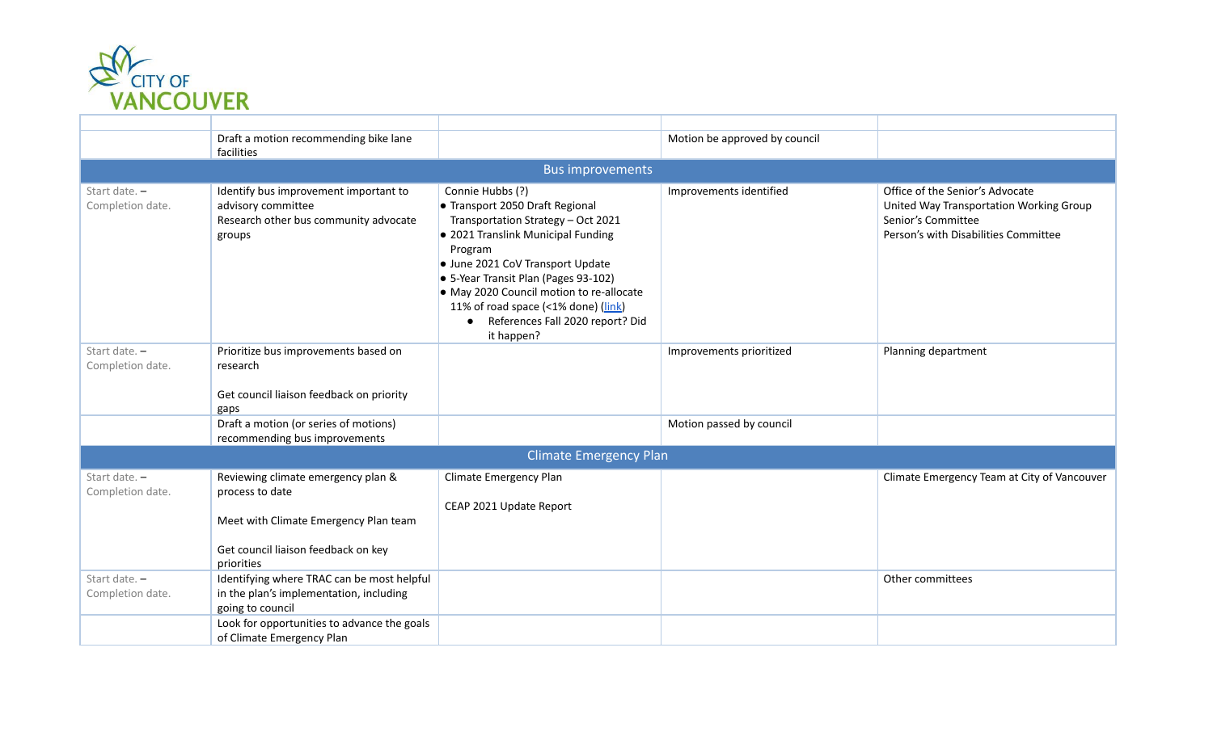| | | | | |
|---|---|---|---|---|
| | Draft a motion recommending bike lane facilities | | Motion be approved by council | |
| Bus improvements | | | | |
| Start date. – Completion date. | Identify bus improvement important to advisory committee<br>Research other bus community advocate groups | Connie Hubbs (?)<br>• Transport 2050 Draft Regional Transportation Strategy – Oct 2021<br>• 2021 Translink Municipal Funding Program<br>• June 2021 CoV Transport Update<br>• 5-Year Transit Plan (Pages 93-102)<br>• May 2020 Council motion to re-allocate 11% of road space (<1% done) (link)<br>  • References Fall 2020 report? Did it happen? | Improvements identified | Office of the Senior's Advocate<br>United Way Transportation Working Group<br>Senior's Committee<br>Person's with Disabilities Committee |
| Start date. – Completion date. | Prioritize bus improvements based on research<br><br>Get council liaison feedback on priority gaps | | Improvements prioritized | Planning department |
| | Draft a motion (or series of motions) recommending bus improvements | | Motion passed by council | |
| Climate Emergency Plan | | | | |
| Start date. – Completion date. | Reviewing climate emergency plan & process to date<br><br>Meet with Climate Emergency Plan team<br><br>Get council liaison feedback on key priorities | Climate Emergency Plan<br><br>CEAP 2021 Update Report | | Climate Emergency Team at City of Vancouver |
| Start date. – Completion date. | Identifying where TRAC can be most helpful in the plan's implementation, including going to council | | | Other committees |
| | Look for opportunities to advance the goals of Climate Emergency Plan | | | |